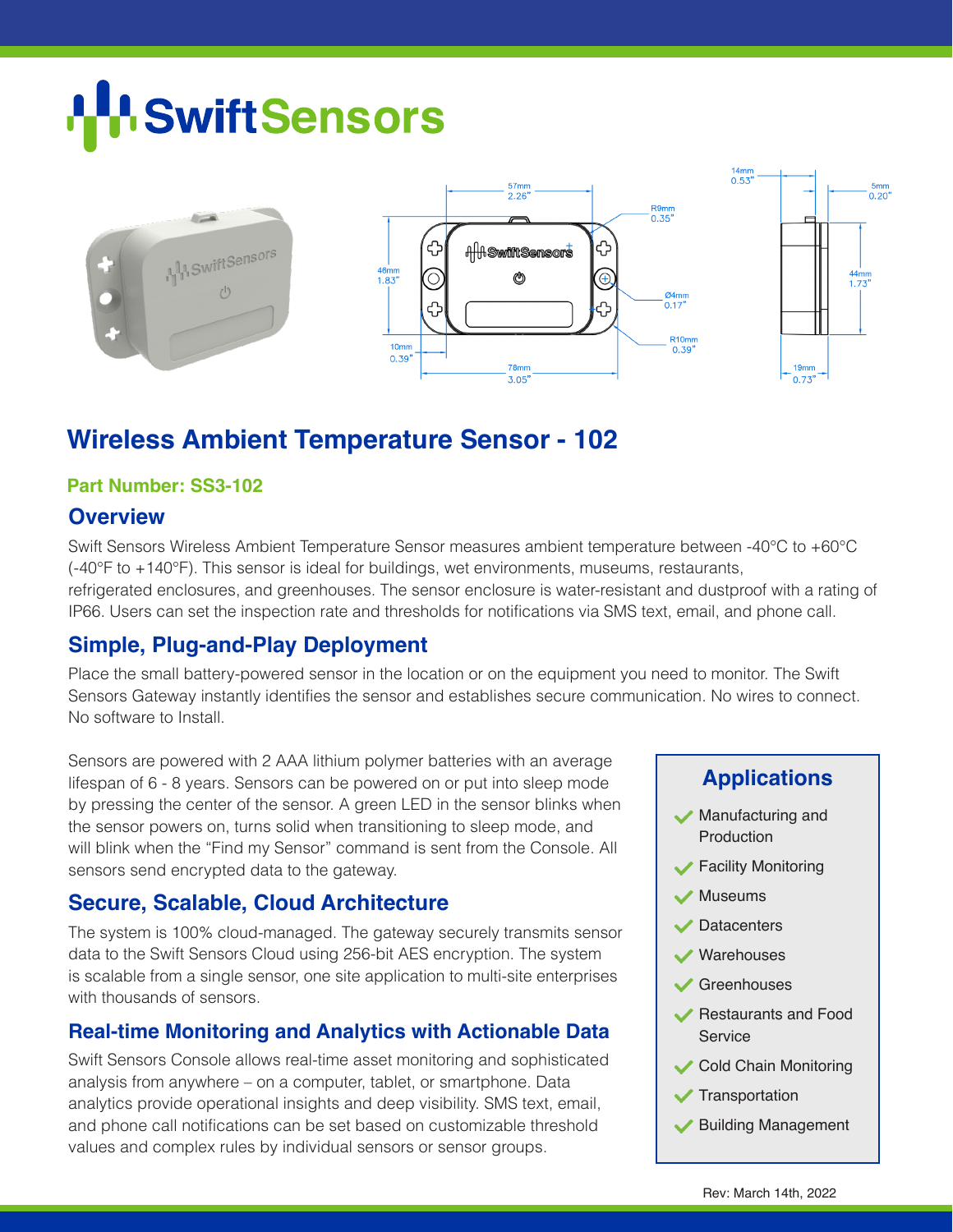# Swift Sensors

## Wireless Ambient Temperature Sensor - 102

### Part Number: SS3-102

### Overview

Swift Sensors Wireless Ambient Temperature Sensor measures ambient temperature between -40°C to +60°C (-40°F to +140°F). This sensor is ideal for buildings, wet environments, museums, restaurants, refrigerated enclosures, and greenhouses. The sensor enclosure is water-resistant and dustproof with a rating of IP66. Users can set the inspection rate and thresholds for notifications via SMS text, email, and phone call.

### Simple, Plug-and-Play Deployment

Place the small battery-powered sensor in the location or on the equipment you need to monitor. The Swift Sensors Gateway instantly identifies the sensor and establishes secure communication. No wires to connect. No software to Install.

Sensors are powered with 2 AAA lithium polymer batteries with an average lifespan of 6 - 8 years. Sensors can be powered on or put into sleep mode by pressing the center of the sensor. A green LED in the sensor blinks when the sensor powers on, turns solid when transitioning to sleep mode, and will blink when the "Find my Sensor" command is sent from the Console. All sensors send encrypted data to the gateway.

### Secure, Scalable, Cloud Architecture

The system is 100% cloud-managed. The gateway securely transmits sensor data to the Swift Sensors Cloud using 256-bit AES encryption. The system is scalable from a single sensor, one site application to multi-site enterprises with thousands of sensors.

### Real-time Monitoring and Analytics with Actionable Data

Swift Sensors Console allows real-time asset monitoring and sophisticated analysis from anywhere – on a computer, tablet, or smartphone. Data analytics provide operational insights and deep visibility. SMS text, email, and phone call notifications can be set based on customizable threshold values and complex rules by individual sensors or sensor groups.

### Applications

- Manufacturing and Production
- Facility Monitoring
- Museums
- Datacenters
- Warehouses
- Greenhouses
- Restaurants and Food Service
- Cold Chain Monitoring
- Transportation
- Building Management

Rev: March 14th, 2022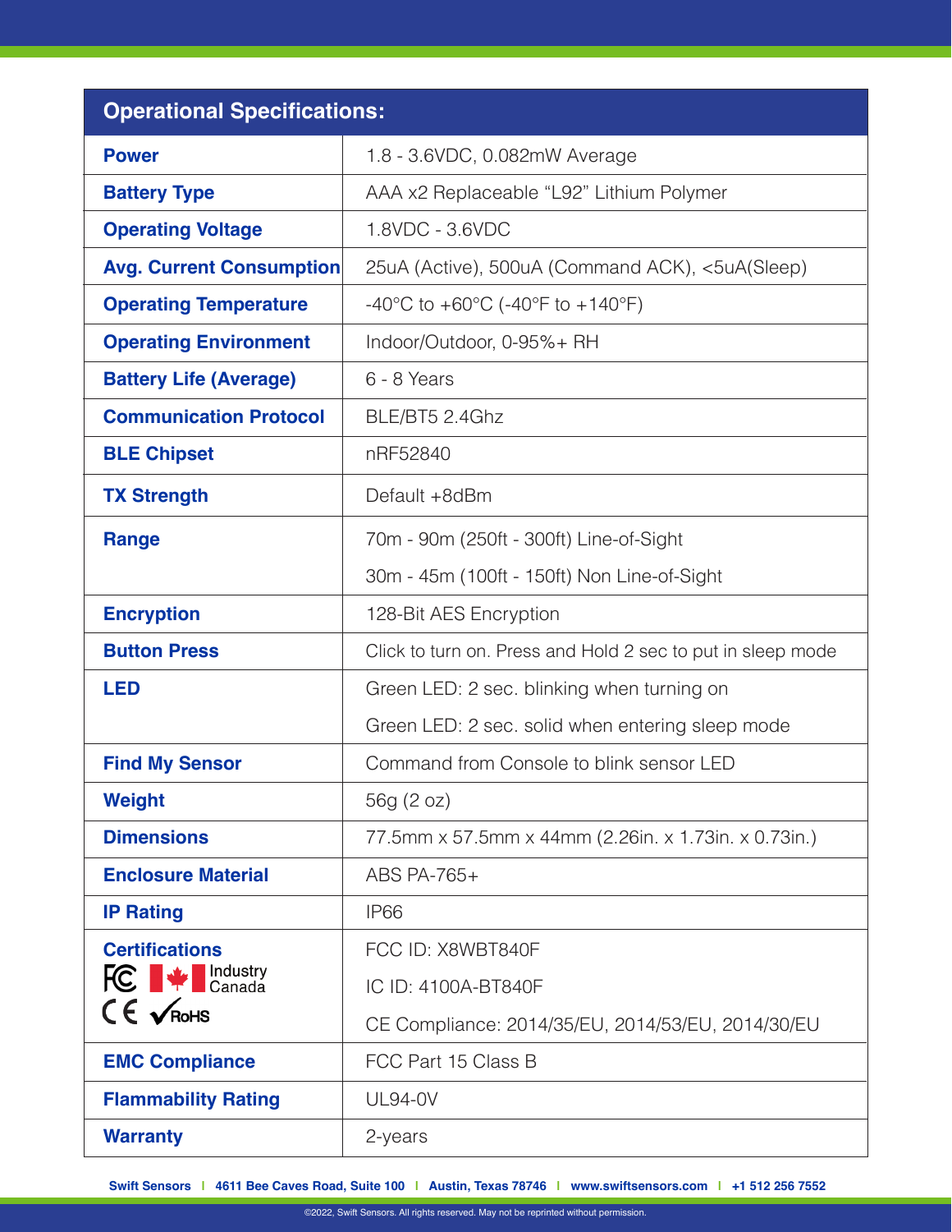| Operational Specifications: | |
|---|---|
| **Power** | 1.8 - 3.6VDC, 0.082mW Average |
| **Battery Type** | AAA x2 Replaceable "L92" Lithium Polymer |
| **Operating Voltage** | 1.8VDC - 3.6VDC |
| **Avg. Current Consumption** | 25uA (Active), 500uA (Command ACK), <5uA(Sleep) |
| **Operating Temperature** | -40°C to +60°C (-40°F to +140°F) |
| **Operating Environment** | Indoor/Outdoor, 0-95%+ RH |
| **Battery Life (Average)** | 6 - 8 Years |
| **Communication Protocol** | BLE/BT5 2.4Ghz |
| **BLE Chipset** | nRF52840 |
| **TX Strength** | Default +8dBm |
| **Range** | 70m - 90m (250ft - 300ft) Line-of-Sight<br>30m - 45m (100ft - 150ft) Non Line-of-Sight |
| **Encryption** | 128-Bit AES Encryption |
| **Button Press** | Click to turn on. Press and Hold 2 sec to put in sleep mode |
| **LED** | Green LED: 2 sec. blinking when turning on<br>Green LED: 2 sec. solid when entering sleep mode |
| **Find My Sensor** | Command from Console to blink sensor LED |
| **Weight** | 56g (2 oz) |
| **Dimensions** | 77.5mm x 57.5mm x 44mm (2.26in. x 1.73in. x 0.73in.) |
| **Enclosure Material** | ABS PA-765+ |
| **IP Rating** | IP66 |
| **Certifications**<br>FC, Industry Canada, CE, RoHS | FCC ID: X8WBT840F<br>IC ID: 4100A-BT840F<br>CE Compliance: 2014/35/EU, 2014/53/EU, 2014/30/EU |
| **EMC Compliance** | FCC Part 15 Class B |
| **Flammability Rating** | UL94-0V |
| **Warranty** | 2-years |

Swift Sensors | 4611 Bee Caves Road, Suite 100 | Austin, Texas 78746 | www.swiftsensors.com | +1 512 256 7552

©2022, Swift Sensors. All rights reserved. May not be reprinted without permission.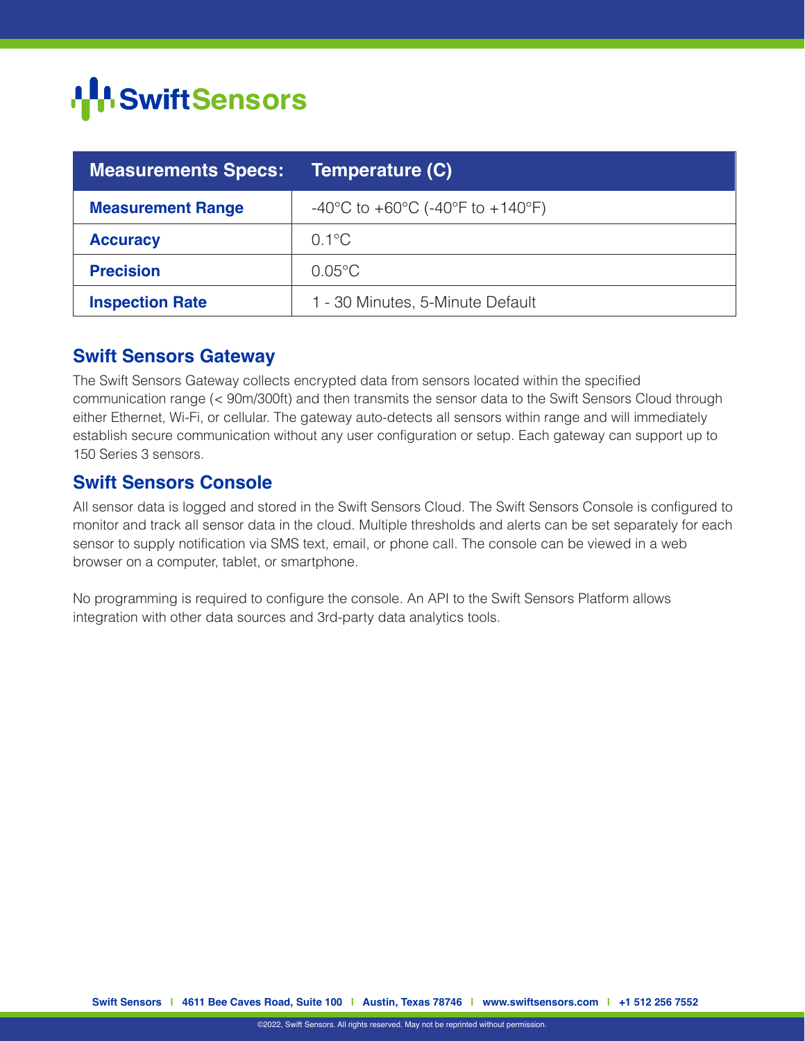| Measurements Specs: | Temperature (C) |
| --- | --- |
| **Measurement Range** | -40°C to +60°C (-40°F to +140°F) |
| **Accuracy** | 0.1°C |
| **Precision** | 0.05°C |
| **Inspection Rate** | 1 - 30 Minutes, 5-Minute Default |

## Swift Sensors Gateway

The Swift Sensors Gateway collects encrypted data from sensors located within the specified communication range (< 90m/300ft) and then transmits the sensor data to the Swift Sensors Cloud through either Ethernet, Wi-Fi, or cellular. The gateway auto-detects all sensors within range and will immediately establish secure communication without any user configuration or setup. Each gateway can support up to 150 Series 3 sensors.

## Swift Sensors Console

All sensor data is logged and stored in the Swift Sensors Cloud. The Swift Sensors Console is configured to monitor and track all sensor data in the cloud. Multiple thresholds and alerts can be set separately for each sensor to supply notification via SMS text, email, or phone call. The console can be viewed in a web browser on a computer, tablet, or smartphone.

No programming is required to configure the console. An API to the Swift Sensors Platform allows integration with other data sources and 3rd-party data analytics tools.